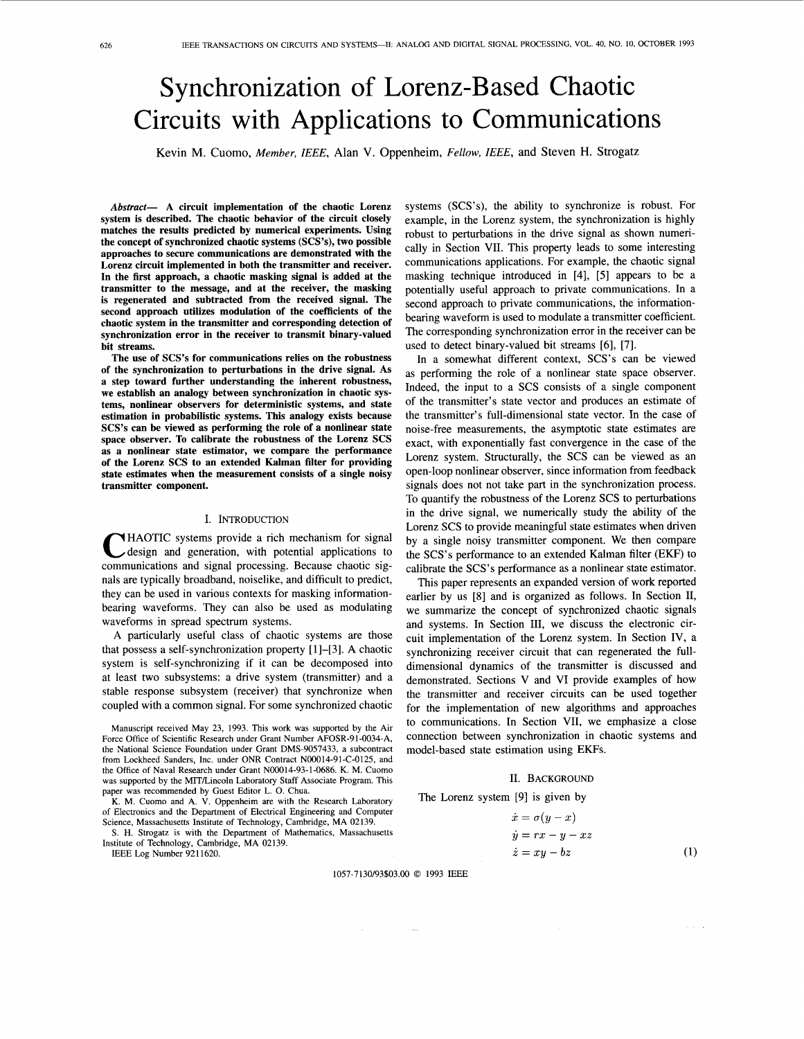# Synchronization of Lorenz-Based Chaotic Circuits with Applications to Communications

Kevin M. Cuomo, *Member, IEEE*, Alan V. Oppenheim, *Fellow, IEEE*, and Steven H. Strogatz

***Abstract*— A circuit implementation of the chaotic Lorenz system is described. The chaotic behavior of the circuit closely matches the results predicted by numerical experiments. Using the concept of synchronized chaotic systems (SCS's), two possible approaches to secure communications are demonstrated with the Lorenz circuit implemented in both the transmitter and receiver. In the first approach, a chaotic masking signal is added at the transmitter to the message, and at the receiver, the masking is regenerated and subtracted from the received signal. The second approach utilizes modulation of the coefficients of the chaotic system in the transmitter and corresponding detection of synchronization error in the receiver to transmit binary-valued bit streams.**

**The use of SCS's for communications relies on the robustness of the synchronization to perturbations in the drive signal. As a step toward further understanding the inherent robustness, we establish an analogy between synchronization in chaotic systems, nonlinear observers for deterministic systems, and state estimation in probabilistic systems. This analogy exists because SCS's can be viewed as performing the role of a nonlinear state space observer. To calibrate the robustness of the Lorenz SCS as a nonlinear state estimator, we compare the performance of the Lorenz SCS to an extended Kalman filter for providing state estimates when the measurement consists of a single noisy transmitter component.**

## I. Introduction

Chaotic systems provide a rich mechanism for signal design and generation, with potential applications to communications and signal processing. Because chaotic signals are typically broadband, noiselike, and difficult to predict, they can be used in various contexts for masking information-bearing waveforms. They can also be used as modulating waveforms in spread spectrum systems.

A particularly useful class of chaotic systems are those that possess a self-synchronization property [1]–[3]. A chaotic system is self-synchronizing if it can be decomposed into at least two subsystems: a drive system (transmitter) and a stable response subsystem (receiver) that synchronize when coupled with a common signal. For some synchronized chaotic systems (SCS's), the ability to synchronize is robust. For example, in the Lorenz system, the synchronization is highly robust to perturbations in the drive signal as shown numerically in Section VII. This property leads to some interesting communications applications. For example, the chaotic signal masking technique introduced in [4], [5] appears to be a potentially useful approach to private communications. In a second approach to private communications, the information-bearing waveform is used to modulate a transmitter coefficient. The corresponding synchronization error in the receiver can be used to detect binary-valued bit streams [6], [7].

In a somewhat different context, SCS's can be viewed as performing the role of a nonlinear state space observer. Indeed, the input to a SCS consists of a single component of the transmitter's state vector and produces an estimate of the transmitter's full-dimensional state vector. In the case of noise-free measurements, the asymptotic state estimates are exact, with exponentially fast convergence in the case of the Lorenz system. Structurally, the SCS can be viewed as an open-loop nonlinear observer, since information from feedback signals does not not take part in the synchronization process. To quantify the robustness of the Lorenz SCS to perturbations in the drive signal, we numerically study the ability of the Lorenz SCS to provide meaningful state estimates when driven by a single noisy transmitter component. We then compare the SCS's performance to an extended Kalman filter (EKF) to calibrate the SCS's performance as a nonlinear state estimator.

This paper represents an expanded version of work reported earlier by us [8] and is organized as follows. In Section II, we summarize the concept of synchronized chaotic signals and systems. In Section III, we discuss the electronic circuit implementation of the Lorenz system. In Section IV, a synchronizing receiver circuit that can regenerated the full-dimensional dynamics of the transmitter is discussed and demonstrated. Sections V and VI provide examples of how the transmitter and receiver circuits can be used together for the implementation of new algorithms and approaches to communications. In Section VII, we emphasize a close connection between synchronization in chaotic systems and model-based state estimation using EKFs.

## II. Background

The Lorenz system [9] is given by

$$\begin{aligned} \dot{x} &= \sigma(y - x) \\ \dot{y} &= rx - y - xz \\ \dot{z} &= xy - bz \end{aligned} \tag{1}$$

Manuscript received May 23, 1993. This work was supported by the Air Force Office of Scientific Research under Grant Number AFOSR-91-0034-A, the National Science Foundation under Grant DMS-9057433, a subcontract from Lockheed Sanders, Inc. under ONR Contract N00014-91-C-0125, and the Office of Naval Research under Grant N00014-93-1-0686. K. M. Cuomo was supported by the MIT/Lincoln Laboratory Staff Associate Program. This paper was recommended by Guest Editor L. O. Chua.

K. M. Cuomo and A. V. Oppenheim are with the Research Laboratory of Electronics and the Department of Electrical Engineering and Computer Science, Massachusetts Institute of Technology, Cambridge, MA 02139.

S. H. Strogatz is with the Department of Mathematics, Massachusetts Institute of Technology, Cambridge, MA 02139.

IEEE Log Number 9211620.

1057-7130/93$03.00 © 1993 IEEE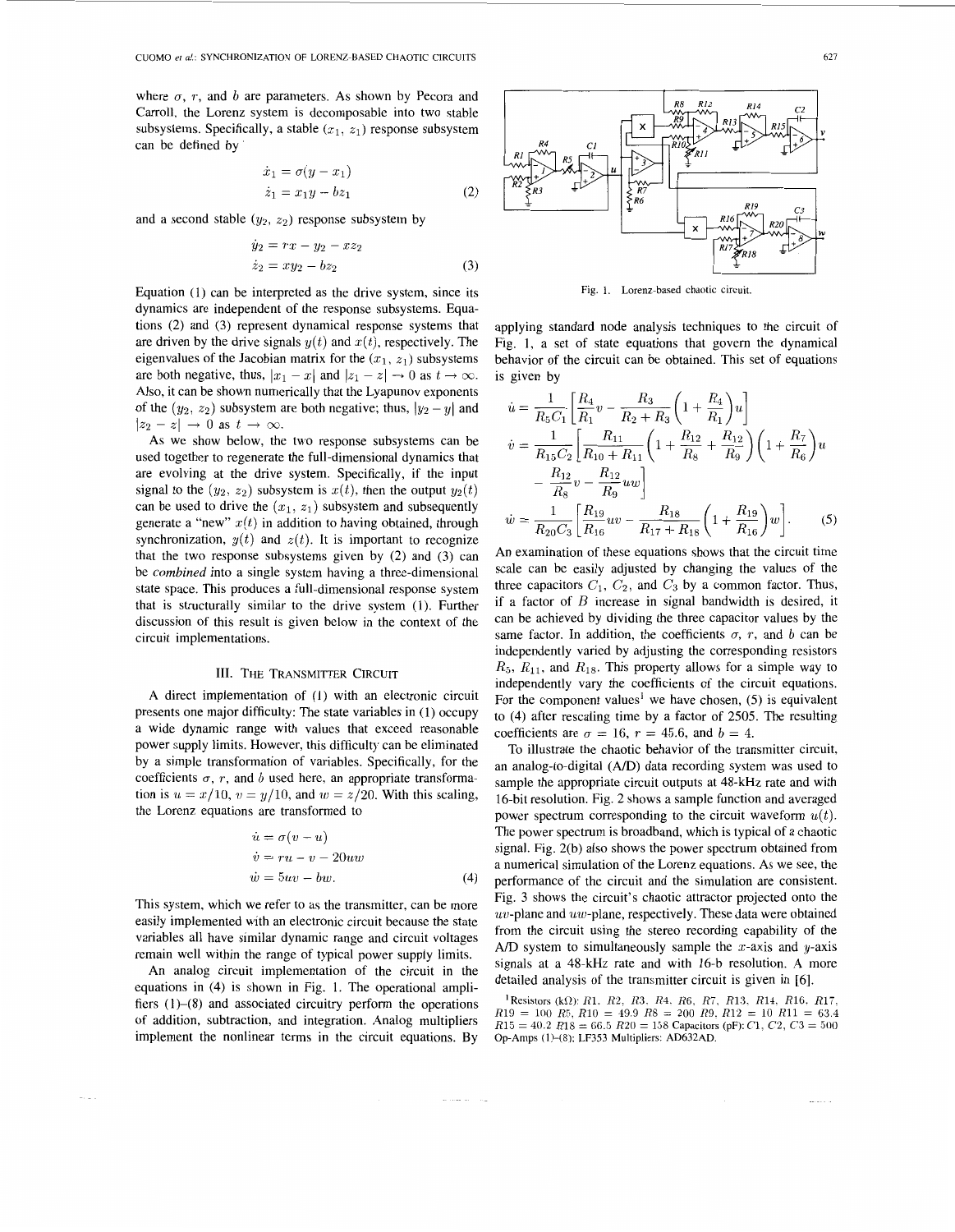where $\sigma$, $r$, and $b$ are parameters. As shown by Pecora and Carroll, the Lorenz system is decomposable into two stable subsystems. Specifically, a stable $(x_1, z_1)$ response subsystem can be defined by

$$\begin{aligned}\dot{x}_1 &= \sigma(y - x_1)\\ \dot{z}_1 &= x_1 y - b z_1\end{aligned} \tag{2}$$

and a second stable $(y_2, z_2)$ response subsystem by

$$\begin{aligned}\dot{y}_2 &= rx - y_2 - x z_2\\ \dot{z}_2 &= x y_2 - b z_2\end{aligned} \tag{3}$$

Equation (1) can be interpreted as the drive system, since its dynamics are independent of the response subsystems. Equations (2) and (3) represent dynamical response systems that are driven by the drive signals $y(t)$ and $x(t)$, respectively. The eigenvalues of the Jacobian matrix for the $(x_1, z_1)$ subsystems are both negative, thus, $|x_1 - x|$ and $|z_1 - z| \to 0$ as $t \to \infty$. Also, it can be shown numerically that the Lyapunov exponents of the $(y_2, z_2)$ subsystem are both negative; thus, $|y_2 - y|$ and $|z_2 - z| \to 0$ as $t \to \infty$.

As we show below, the two response subsystems can be used together to regenerate the full-dimensional dynamics that are evolving at the drive system. Specifically, if the input signal to the $(y_2, z_2)$ subsystem is $x(t)$, then the output $y_2(t)$ can be used to drive the $(x_1, z_1)$ subsystem and subsequently generate a "new" $x(t)$ in addition to having obtained, through synchronization, $y(t)$ and $z(t)$. It is important to recognize that the two response subsystems given by (2) and (3) can be *combined* into a single system having a three-dimensional state space. This produces a full-dimensional response system that is structurally similar to the drive system (1). Further discussion of this result is given below in the context of the circuit implementations.

## III. The Transmitter Circuit

A direct implementation of (1) with an electronic circuit presents one major difficulty: The state variables in (1) occupy a wide dynamic range with values that exceed reasonable power supply limits. However, this difficulty can be eliminated by a simple transformation of variables. Specifically, for the coefficients $\sigma$, $r$, and $b$ used here, an appropriate transformation is $u = x/10$, $v = y/10$, and $w = z/20$. With this scaling, the Lorenz equations are transformed to

$$\begin{aligned}\dot{u} &= \sigma(v - u)\\ \dot{v} &= ru - v - 20uw\\ \dot{w} &= 5uv - bw.\end{aligned} \tag{4}$$

This system, which we refer to as the transmitter, can be more easily implemented with an electronic circuit because the state variables all have similar dynamic range and circuit voltages remain well within the range of typical power supply limits.

An analog circuit implementation of the circuit in the equations in (4) is shown in Fig. 1. The operational amplifiers (1)–(8) and associated circuitry perform the operations of addition, subtraction, and integration. Analog multipliers implement the nonlinear terms in the circuit equations. By applying standard node analysis techniques to the circuit of Fig. 1, a set of state equations that govern the dynamical behavior of the circuit can be obtained. This set of equations is given by

Fig. 1. Lorenz-based chaotic circuit.

$$\begin{aligned}\dot{u} &= \frac{1}{R_5 C_1}\left[\frac{R_4}{R_1}v - \frac{R_3}{R_2 + R_3}\left(1 + \frac{R_4}{R_1}\right)u\right]\\ \dot{v} &= \frac{1}{R_{15} C_2}\left[\frac{R_{11}}{R_{10} + R_{11}}\left(1 + \frac{R_{12}}{R_8} + \frac{R_{12}}{R_9}\right)\left(1 + \frac{R_7}{R_6}\right)u \right.\\ &\quad \left. - \frac{R_{12}}{R_8}v - \frac{R_{12}}{R_9}uw\right]\\ \dot{w} &= \frac{1}{R_{20} C_3}\left[\frac{R_{19}}{R_{16}}uv - \frac{R_{18}}{R_{17} + R_{18}}\left(1 + \frac{R_{19}}{R_{16}}\right)w\right].\end{aligned} \tag{5}$$

An examination of these equations shows that the circuit time scale can be easily adjusted by changing the values of the three capacitors $C_1$, $C_2$, and $C_3$ by a common factor. Thus, if a factor of $B$ increase in signal bandwidth is desired, it can be achieved by dividing the three capacitor values by the same factor. In addition, the coefficients $\sigma$, $r$, and $b$ can be independently varied by adjusting the corresponding resistors $R_5$, $R_{11}$, and $R_{18}$. This property allows for a simple way to independently vary the coefficients of the circuit equations. For the component values[1] we have chosen, (5) is equivalent to (4) after rescaling time by a factor of 2505. The resulting coefficients are $\sigma = 16$, $r = 45.6$, and $b = 4$.

To illustrate the chaotic behavior of the transmitter circuit, an analog-to-digital (A/D) data recording system was used to sample the appropriate circuit outputs at 48-kHz rate and with 16-bit resolution. Fig. 2 shows a sample function and averaged power spectrum corresponding to the circuit waveform $u(t)$. The power spectrum is broadband, which is typical of a chaotic signal. Fig. 2(b) also shows the power spectrum obtained from a numerical simulation of the Lorenz equations. As we see, the performance of the circuit and the simulation are consistent. Fig. 3 shows the circuit's chaotic attractor projected onto the $uv$-plane and $uw$-plane, respectively. These data were obtained from the circuit using the stereo recording capability of the A/D system to simultaneously sample the $x$-axis and $y$-axis signals at a 48-kHz rate and with 16-b resolution. A more detailed analysis of the transmitter circuit is given in [6].

[1] Resistors (kΩ): $R1$, $R2$, $R3$, $R4$, $R6$, $R7$, $R13$, $R14$, $R16$, $R17$, $R19 = 100$ $R5$, $R10 = 49.9$ $R8 = 200$ $R9$, $R12 = 10$ $R11 = 63.4$ $R15 = 40.2$ $R18 = 66.5$ $R20 = 158$ Capacitors (pF): $C1$, $C2$, $C3 = 500$ Op-Amps (1)–(8): LF353 Multipliers: AD632AD.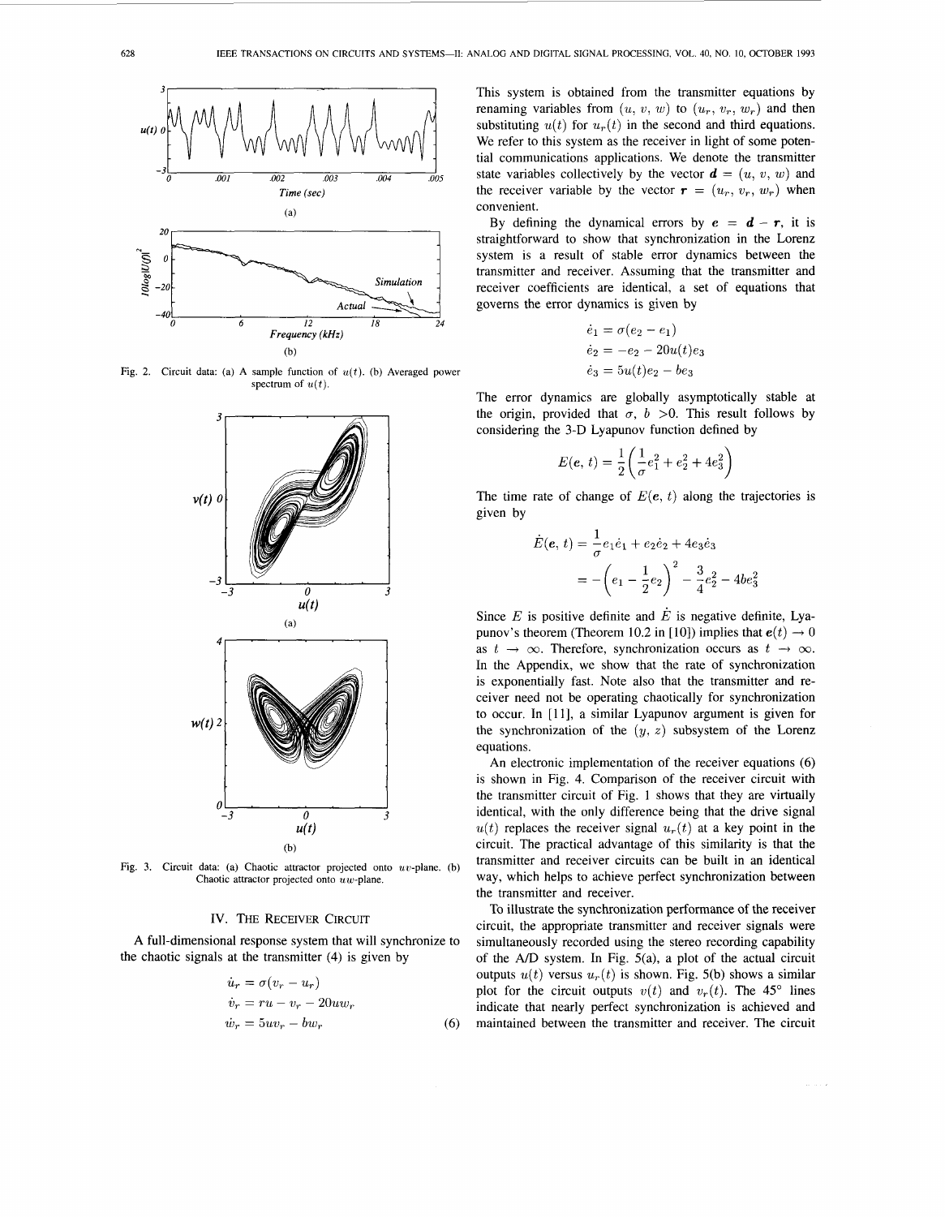Fig. 2. Circuit data: (a) A sample function of $u(t)$. (b) Averaged power spectrum of $u(t)$.

Fig. 3. Circuit data: (a) Chaotic attractor projected onto $uv$-plane. (b) Chaotic attractor projected onto $uw$-plane.

## IV. The Receiver Circuit

A full-dimensional response system that will synchronize to the chaotic signals at the transmitter (4) is given by

$$
\begin{aligned}
\dot{u}_r &= \sigma(v_r - u_r) \\
\dot{v}_r &= ru - v_r - 20uw_r \\
\dot{w}_r &= 5uv_r - bw_r
\end{aligned} \tag{6}
$$

This system is obtained from the transmitter equations by renaming variables from $(u, v, w)$ to $(u_r, v_r, w_r)$ and then substituting $u(t)$ for $u_r(t)$ in the second and third equations. We refer to this system as the receiver in light of some potential communications applications. We denote the transmitter state variables collectively by the vector $\boldsymbol{d} = (u, v, w)$ and the receiver variable by the vector $\boldsymbol{r} = (u_r, v_r, w_r)$ when convenient.

By defining the dynamical errors by $\boldsymbol{e} = \boldsymbol{d} - \boldsymbol{r}$, it is straightforward to show that synchronization in the Lorenz system is a result of stable error dynamics between the transmitter and receiver. Assuming that the transmitter and receiver coefficients are identical, a set of equations that governs the error dynamics is given by

$$
\begin{aligned}
\dot{e}_1 &= \sigma(e_2 - e_1) \\
\dot{e}_2 &= -e_2 - 20u(t)e_3 \\
\dot{e}_3 &= 5u(t)e_2 - be_3
\end{aligned}
$$

The error dynamics are globally asymptotically stable at the origin, provided that $\sigma$, $b > 0$. This result follows by considering the 3-D Lyapunov function defined by

$$
E(\boldsymbol{e}, t) = \frac{1}{2}\left(\frac{1}{\sigma}e_1^2 + e_2^2 + 4e_3^2\right)
$$

The time rate of change of $E(\boldsymbol{e}, t)$ along the trajectories is given by

$$
\begin{aligned}
\dot{E}(\boldsymbol{e}, t) &= \frac{1}{\sigma}e_1\dot{e}_1 + e_2\dot{e}_2 + 4e_3\dot{e}_3 \\
&= -\left(e_1 - \frac{1}{2}e_2\right)^2 - \frac{3}{4}e_2^2 - 4be_3^2
\end{aligned}
$$

Since $E$ is positive definite and $\dot{E}$ is negative definite, Lyapunov's theorem (Theorem 10.2 in [10]) implies that $\boldsymbol{e}(t) \to 0$ as $t \to \infty$. Therefore, synchronization occurs as $t \to \infty$. In the Appendix, we show that the rate of synchronization is exponentially fast. Note also that the transmitter and receiver need not be operating chaotically for synchronization to occur. In [11], a similar Lyapunov argument is given for the synchronization of the $(y, z)$ subsystem of the Lorenz equations.

An electronic implementation of the receiver equations (6) is shown in Fig. 4. Comparison of the receiver circuit with the transmitter circuit of Fig. 1 shows that they are virtually identical, with the only difference being that the drive signal $u(t)$ replaces the receiver signal $u_r(t)$ at a key point in the circuit. The practical advantage of this similarity is that the transmitter and receiver circuits can be built in an identical way, which helps to achieve perfect synchronization between the transmitter and receiver.

To illustrate the synchronization performance of the receiver circuit, the appropriate transmitter and receiver signals were simultaneously recorded using the stereo recording capability of the A/D system. In Fig. 5(a), a plot of the actual circuit outputs $u(t)$ versus $u_r(t)$ is shown. Fig. 5(b) shows a similar plot for the circuit outputs $v(t)$ and $v_r(t)$. The 45° lines indicate that nearly perfect synchronization is achieved and maintained between the transmitter and receiver. The circuit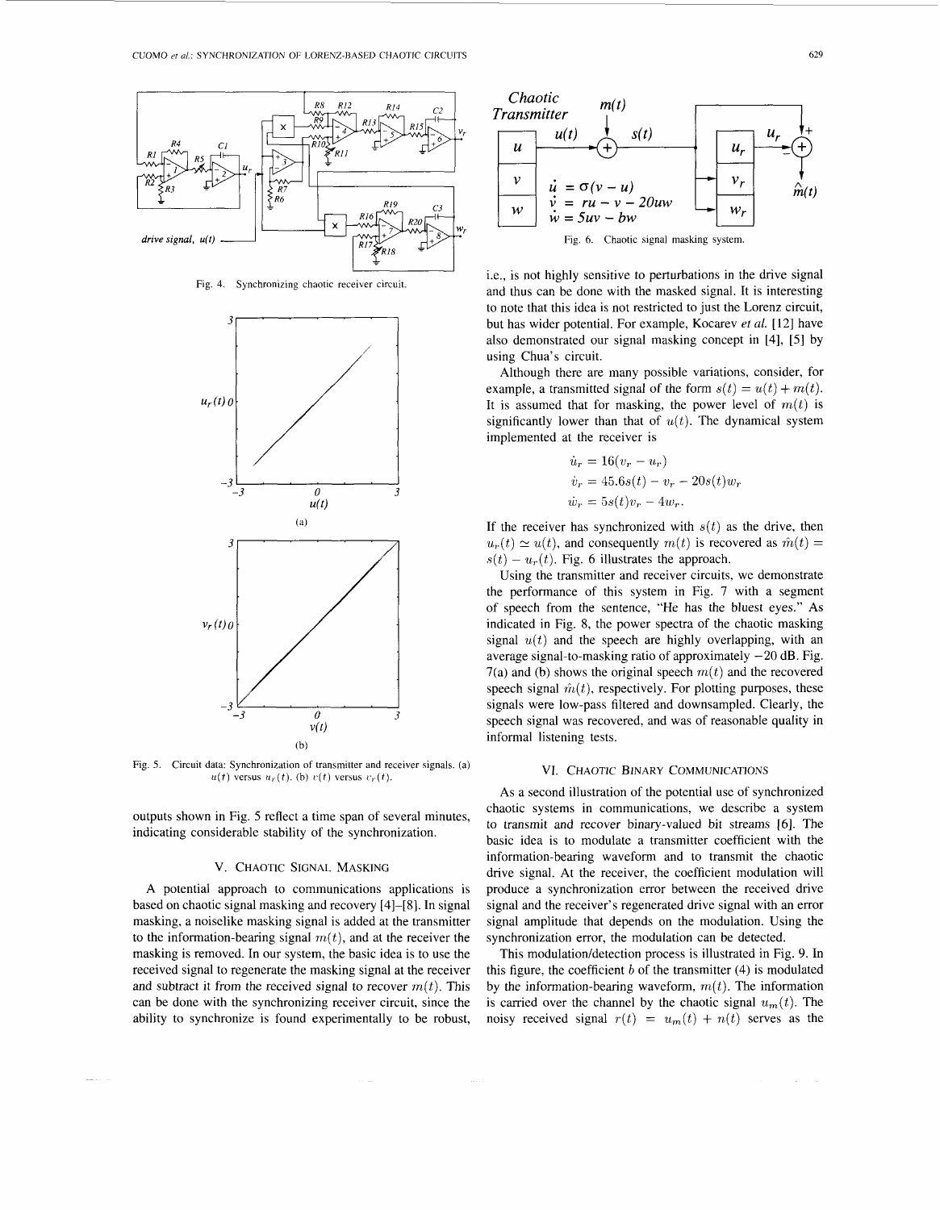Fig. 4. Synchronizing chaotic receiver circuit.

Fig. 5. Circuit data: Synchronization of transmitter and receiver signals. (a) $u(t)$ versus $u_r(t)$. (b) $v(t)$ versus $v_r(t)$.

outputs shown in Fig. 5 reflect a time span of several minutes, indicating considerable stability of the synchronization.

## V. Chaotic Signal Masking

A potential approach to communications applications is based on chaotic signal masking and recovery [4]–[8]. In signal masking, a noiselike masking signal is added at the transmitter to the information-bearing signal $m(t)$, and at the receiver the masking is removed. In our system, the basic idea is to use the received signal to regenerate the masking signal at the receiver and subtract it from the received signal to recover $m(t)$. This can be done with the synchronizing receiver circuit, since the ability to synchronize is found experimentally to be robust, i.e., is not highly sensitive to perturbations in the drive signal and thus can be done with the masked signal. It is interesting to note that this idea is not restricted to just the Lorenz circuit, but has wider potential. For example, Kocarev *et al.* [12] have also demonstrated our signal masking concept in [4], [5] by using Chua's circuit.

Fig. 6. Chaotic signal masking system.

Although there are many possible variations, consider, for example, a transmitted signal of the form $s(t) = u(t) + m(t)$. It is assumed that for masking, the power level of $m(t)$ is significantly lower than that of $u(t)$. The dynamical system implemented at the receiver is

$$\dot{u}_r = 16(v_r - u_r)$$
$$\dot{v}_r = 45.6s(t) - v_r - 20s(t)w_r$$
$$\dot{w}_r = 5s(t)v_r - 4w_r.$$

If the receiver has synchronized with $s(t)$ as the drive, then $u_r(t) \simeq u(t)$, and consequently $m(t)$ is recovered as $\hat{m}(t) = s(t) - u_r(t)$. Fig. 6 illustrates the approach.

Using the transmitter and receiver circuits, we demonstrate the performance of this system in Fig. 7 with a segment of speech from the sentence, "He has the bluest eyes." As indicated in Fig. 8, the power spectra of the chaotic masking signal $u(t)$ and the speech are highly overlapping, with an average signal-to-masking ratio of approximately $-20$ dB. Fig. 7(a) and (b) shows the original speech $m(t)$ and the recovered speech signal $\hat{m}(t)$, respectively. For plotting purposes, these signals were low-pass filtered and downsampled. Clearly, the speech signal was recovered, and was of reasonable quality in informal listening tests.

## VI. Chaotic Binary Communications

As a second illustration of the potential use of synchronized chaotic systems in communications, we describe a system to transmit and recover binary-valued bit streams [6]. The basic idea is to modulate a transmitter coefficient with the information-bearing waveform and to transmit the chaotic drive signal. At the receiver, the coefficient modulation will produce a synchronization error between the received drive signal and the receiver's regenerated drive signal with an error signal amplitude that depends on the modulation. Using the synchronization error, the modulation can be detected.

This modulation/detection process is illustrated in Fig. 9. In this figure, the coefficient $b$ of the transmitter (4) is modulated by the information-bearing waveform, $m(t)$. The information is carried over the channel by the chaotic signal $u_m(t)$. The noisy received signal $r(t) = u_m(t) + n(t)$ serves as the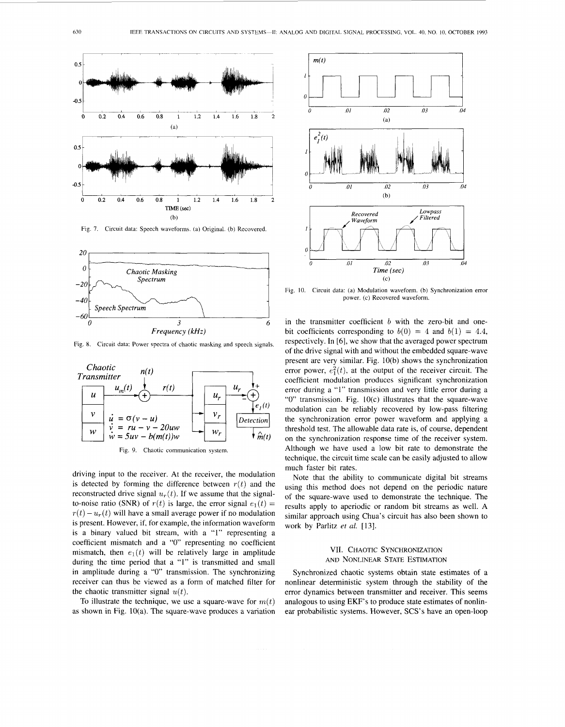Fig. 7. Circuit data: Speech waveforms. (a) Original. (b) Recovered.

Fig. 8. Circuit data: Power spectra of chaotic masking and speech signals.

Fig. 9. Chaotic communication system.

driving input to the receiver. At the receiver, the modulation is detected by forming the difference between $r(t)$ and the reconstructed drive signal $u_r(t)$. If we assume that the signal-to-noise ratio (SNR) of $r(t)$ is large, the error signal $e_1(t) = r(t) - u_r(t)$ will have a small average power if no modulation is present. However, if, for example, the information waveform is a binary valued bit stream, with a "1" representing a coefficient mismatch and a "0" representing no coefficient mismatch, then $e_1(t)$ will be relatively large in amplitude during the time period that a "1" is transmitted and small in amplitude during a "0" transmission. The synchronizing receiver can thus be viewed as a form of matched filter for the chaotic transmitter signal $u(t)$.

To illustrate the technique, we use a square-wave for $m(t)$ as shown in Fig. 10(a). The square-wave produces a variation in the transmitter coefficient $b$ with the zero-bit and one-bit coefficients corresponding to $b(0) = 4$ and $b(1) = 4.4$, respectively. In [6], we show that the averaged power spectrum of the drive signal with and without the embedded square-wave present are very similar. Fig. 10(b) shows the synchronization error power, $e_1^2(t)$, at the output of the receiver circuit. The coefficient modulation produces significant synchronization error during a "1" transmission and very little error during a "0" transmission. Fig. 10(c) illustrates that the square-wave modulation can be reliably recovered by low-pass filtering the synchronization error power waveform and applying a threshold test. The allowable data rate is, of course, dependent on the synchronization response time of the receiver system. Although we have used a low bit rate to demonstrate the technique, the circuit time scale can be easily adjusted to allow much faster bit rates.

Fig. 10. Circuit data: (a) Modulation waveform. (b) Synchronization error power. (c) Recovered waveform.

Note that the ability to communicate digital bit streams using this method does not depend on the periodic nature of the square-wave used to demonstrate the technique. The results apply to aperiodic or random bit streams as well. A similar approach using Chua's circuit has also been shown to work by Parlitz *et al.* [13].

## VII. Chaotic Synchronization and Nonlinear State Estimation

Synchronized chaotic systems obtain state estimates of a nonlinear deterministic system through the stability of the error dynamics between transmitter and receiver. This seems analogous to using EKF's to produce state estimates of nonlinear probabilistic systems. However, SCS's have an open-loop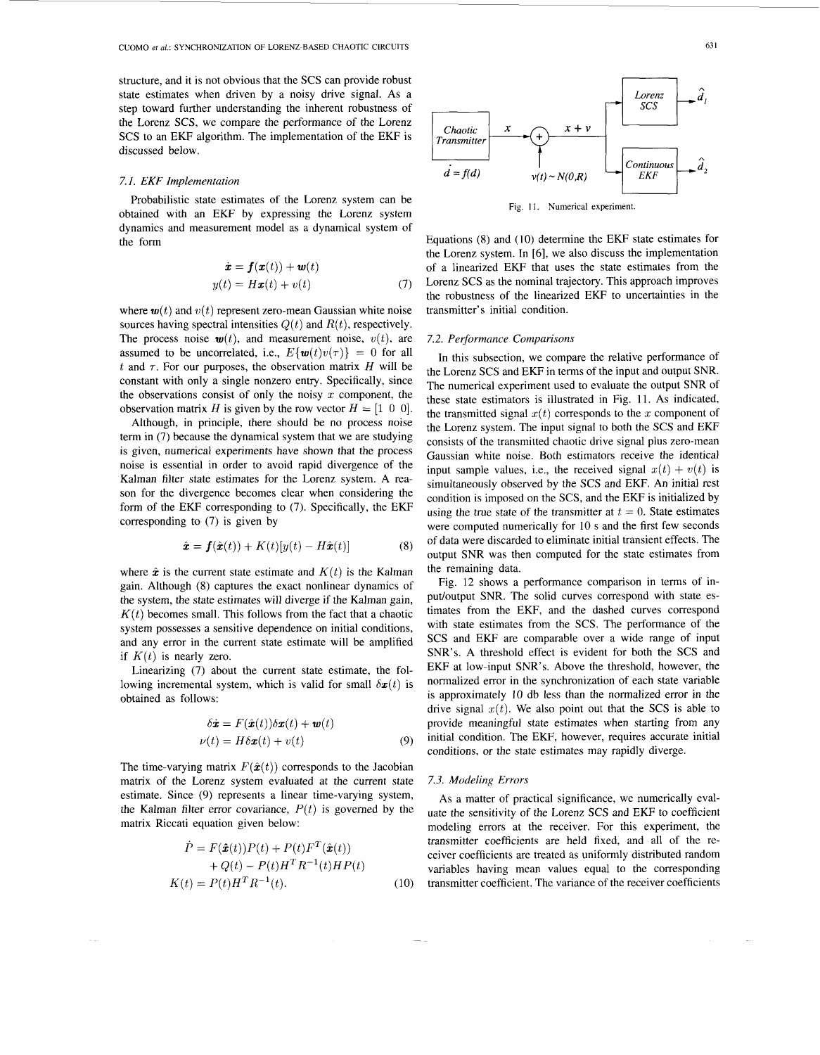structure, and it is not obvious that the SCS can provide robust state estimates when driven by a noisy drive signal. As a step toward further understanding the inherent robustness of the Lorenz SCS, we compare the performance of the Lorenz SCS to an EKF algorithm. The implementation of the EKF is discussed below.

### 7.1. EKF Implementation

Probabilistic state estimates of the Lorenz system can be obtained with an EKF by expressing the Lorenz system dynamics and measurement model as a dynamical system of the form

$$\dot{\boldsymbol{x}} = \boldsymbol{f}(\boldsymbol{x}(t)) + \boldsymbol{w}(t)$$
$$y(t) = H\boldsymbol{x}(t) + v(t) \tag{7}$$

where $\boldsymbol{w}(t)$ and $v(t)$ represent zero-mean Gaussian white noise sources having spectral intensities $Q(t)$ and $R(t)$, respectively. The process noise $\boldsymbol{w}(t)$, and measurement noise, $v(t)$, are assumed to be uncorrelated, i.e., $E\{\boldsymbol{w}(t)v(\tau)\} = 0$ for all $t$ and $\tau$. For our purposes, the observation matrix $H$ will be constant with only a single nonzero entry. Specifically, since the observations consist of only the noisy $x$ component, the observation matrix $H$ is given by the row vector $H = [1\ 0\ 0]$.

Although, in principle, there should be no process noise term in (7) because the dynamical system that we are studying is given, numerical experiments have shown that the process noise is essential in order to avoid rapid divergence of the Kalman filter state estimates for the Lorenz system. A reason for the divergence becomes clear when considering the form of the EKF corresponding to (7). Specifically, the EKF corresponding to (7) is given by

$$\dot{\hat{\boldsymbol{x}}} = \boldsymbol{f}(\hat{\boldsymbol{x}}(t)) + K(t)[y(t) - H\hat{\boldsymbol{x}}(t)] \tag{8}$$

where $\hat{\boldsymbol{x}}$ is the current state estimate and $K(t)$ is the Kalman gain. Although (8) captures the exact nonlinear dynamics of the system, the state estimates will diverge if the Kalman gain, $K(t)$ becomes small. This follows from the fact that a chaotic system possesses a sensitive dependence on initial conditions, and any error in the current state estimate will be amplified if $K(t)$ is nearly zero.

Linearizing (7) about the current state estimate, the following incremental system, which is valid for small $\delta\boldsymbol{x}(t)$ is obtained as follows:

$$\delta\dot{\boldsymbol{x}} = F(\hat{\boldsymbol{x}}(t))\delta\boldsymbol{x}(t) + \boldsymbol{w}(t)$$
$$\nu(t) = H\delta\boldsymbol{x}(t) + v(t) \tag{9}$$

The time-varying matrix $F(\hat{\boldsymbol{x}}(t))$ corresponds to the Jacobian matrix of the Lorenz system evaluated at the current state estimate. Since (9) represents a linear time-varying system, the Kalman filter error covariance, $P(t)$ is governed by the matrix Riccati equation given below:

$$\dot{P} = F(\hat{\boldsymbol{x}}(t))P(t) + P(t)F^T(\hat{\boldsymbol{x}}(t)) + Q(t) - P(t)H^TR^{-1}(t)HP(t)$$
$$K(t) = P(t)H^TR^{-1}(t). \tag{10}$$

Fig. 11. Numerical experiment.

Equations (8) and (10) determine the EKF state estimates for the Lorenz system. In [6], we also discuss the implementation of a linearized EKF that uses the state estimates from the Lorenz SCS as the nominal trajectory. This approach improves the robustness of the linearized EKF to uncertainties in the transmitter's initial condition.

### 7.2. Performance Comparisons

In this subsection, we compare the relative performance of the Lorenz SCS and EKF in terms of the input and output SNR. The numerical experiment used to evaluate the output SNR of these state estimators is illustrated in Fig. 11. As indicated, the transmitted signal $x(t)$ corresponds to the $x$ component of the Lorenz system. The input signal to both the SCS and EKF consists of the transmitted chaotic drive signal plus zero-mean Gaussian white noise. Both estimators receive the identical input sample values, i.e., the received signal $x(t) + v(t)$ is simultaneously observed by the SCS and EKF. An initial rest condition is imposed on the SCS, and the EKF is initialized by using the true state of the transmitter at $t = 0$. State estimates were computed numerically for 10 s and the first few seconds of data were discarded to eliminate initial transient effects. The output SNR was then computed for the state estimates from the remaining data.

Fig. 12 shows a performance comparison in terms of input/output SNR. The solid curves correspond with state estimates from the EKF, and the dashed curves correspond with state estimates from the SCS. The performance of the SCS and EKF are comparable over a wide range of input SNR's. A threshold effect is evident for both the SCS and EKF at low-input SNR's. Above the threshold, however, the normalized error in the synchronization of each state variable is approximately 10 db less than the normalized error in the drive signal $x(t)$. We also point out that the SCS is able to provide meaningful state estimates when starting from any initial condition. The EKF, however, requires accurate initial conditions, or the state estimates may rapidly diverge.

### 7.3. Modeling Errors

As a matter of practical significance, we numerically evaluate the sensitivity of the Lorenz SCS and EKF to coefficient modeling errors at the receiver. For this experiment, the transmitter coefficients are held fixed, and all of the receiver coefficients are treated as uniformly distributed random variables having mean values equal to the corresponding transmitter coefficient. The variance of the receiver coefficients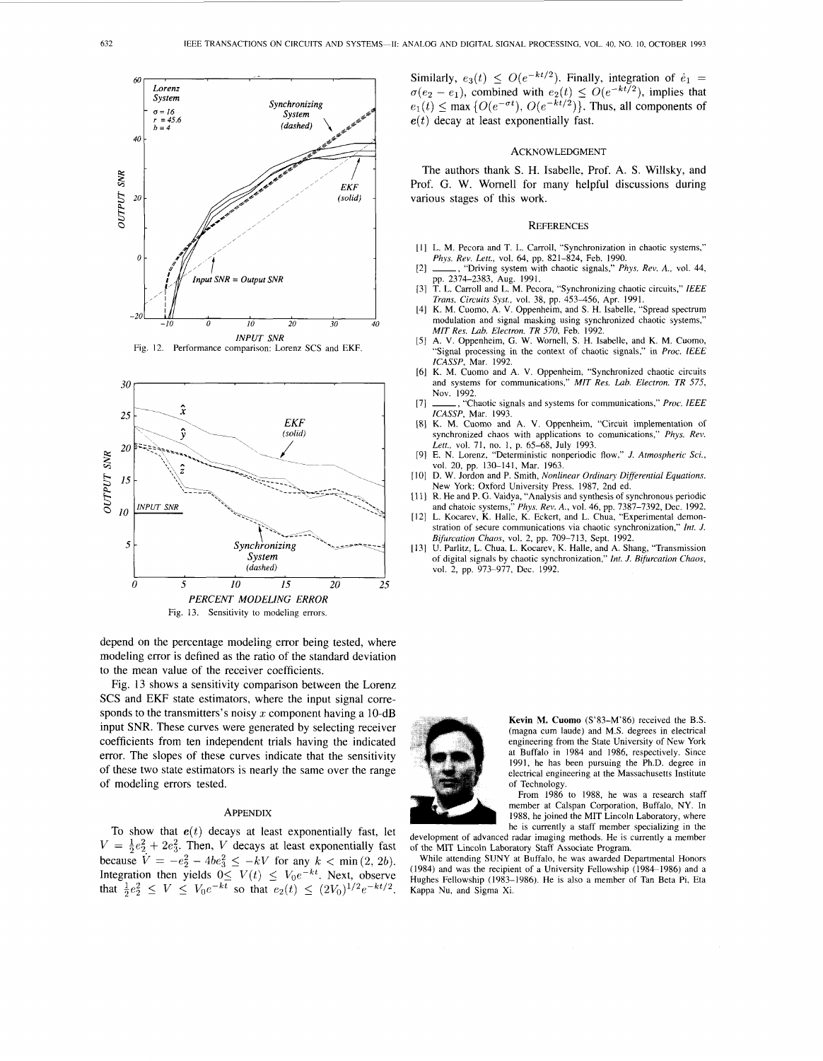Fig. 12. Performance comparison: Lorenz SCS and EKF.

Fig. 13. Sensitivity to modeling errors.

depend on the percentage modeling error being tested, where modeling error is defined as the ratio of the standard deviation to the mean value of the receiver coefficients.

Fig. 13 shows a sensitivity comparison between the Lorenz SCS and EKF state estimators, where the input signal corresponds to the transmitters's noisy $x$ component having a 10-dB input SNR. These curves were generated by selecting receiver coefficients from ten independent trials having the indicated error. The slopes of these curves indicate that the sensitivity of these two state estimators is nearly the same over the range of modeling errors tested.

## Appendix

To show that $\boldsymbol{e}(t)$ decays at least exponentially fast, let $V = \frac{1}{2}e_2^2 + 2e_3^2$. Then, $V$ decays at least exponentially fast because $\dot{V} = -e_2^2 - 4be_3^2 \leq -kV$ for any $k < \min(2, 2b)$. Integration then yields $0 \leq V(t) \leq V_0 e^{-kt}$. Next, observe that $\frac{1}{2}e_2^2 \leq V \leq V_0 e^{-kt}$ so that $e_2(t) \leq (2V_0)^{1/2} e^{-kt/2}$. Similarly, $e_3(t) \leq O(e^{-kt/2})$. Finally, integration of $\dot{e}_1 = \sigma(e_2 - e_1)$, combined with $e_2(t) \leq O(e^{-kt/2})$, implies that $e_1(t) \leq \max\{O(e^{-\sigma t}), O(e^{-kt/2})\}$. Thus, all components of $\boldsymbol{e}(t)$ decay at least exponentially fast.

## Acknowledgment

The authors thank S. H. Isabelle, Prof. A. S. Willsky, and Prof. G. W. Wornell for many helpful discussions during various stages of this work.

## References

[1] L. M. Pecora and T. L. Carroll, "Synchronization in chaotic systems," *Phys. Rev. Lett.*, vol. 64, pp. 821–824, Feb. 1990.

[2] ——, "Driving system with chaotic signals," *Phys. Rev. A.*, vol. 44, pp. 2374–2383, Aug. 1991.

[3] T. L. Carroll and L. M. Pecora, "Synchronizing chaotic circuits," *IEEE Trans. Circuits Syst.*, vol. 38, pp. 453–456, Apr. 1991.

[4] K. M. Cuomo, A. V. Oppenheim, and S. H. Isabelle, "Spread spectrum modulation and signal masking using synchronized chaotic systems," *MIT Res. Lab. Electron. TR 570*, Feb. 1992.

[5] A. V. Oppenheim, G. W. Wornell, S. H. Isabelle, and K. M. Cuomo, "Signal processing in the context of chaotic signals," in *Proc. IEEE ICASSP*, Mar. 1992.

[6] K. M. Cuomo and A. V. Oppenheim, "Synchronized chaotic circuits and systems for communications," *MIT Res. Lab. Electron. TR 575*, Nov. 1992.

[7] ——, "Chaotic signals and systems for communications," *Proc. IEEE ICASSP*, Mar. 1993.

[8] K. M. Cuomo and A. V. Oppenheim, "Circuit implementation of synchronized chaos with applications to comunications," *Phys. Rev. Lett.*, vol. 71, no. 1, p. 65–68, July 1993.

[9] E. N. Lorenz, "Deterministic nonperiodic flow," *J. Atmospheric Sci.*, vol. 20, pp. 130–141, Mar. 1963.

[10] D. W. Jordon and P. Smith, *Nonlinear Ordinary Differential Equations*. New York: Oxford University Press. 1987, 2nd ed.

[11] R. He and P. G. Vaidya, "Analysis and synthesis of synchronous periodic and chatoic systems," *Phys. Rev. A.*, vol. 46, pp. 7387–7392, Dec. 1992.

[12] L. Kocarev, K. Halle, K. Eckert, and L. Chua, "Experimental demonstration of secure communications via chaotic synchronization," *Int. J. Bifurcation Chaos*, vol. 2, pp. 709–713, Sept. 1992.

[13] U. Parlitz, L. Chua, L. Kocarev, K. Halle, and A. Shang, "Transmission of digital signals by chaotic synchronization," *Int. J. Bifurcation Chaos*, vol. 2, pp. 973–977, Dec. 1992.

**Kevin M. Cuomo** (S'83–M'86) received the B.S. (magna cum laude) and M.S. degrees in electrical engineering from the State University of New York at Buffalo in 1984 and 1986, respectively. Since 1991, he has been pursuing the Ph.D. degree in electrical engineering at the Massachusetts Institute of Technology.

From 1986 to 1988, he was a research staff member at Calspan Corporation, Buffalo, NY. In 1988, he joined the MIT Lincoln Laboratory, where he is currently a staff member specializing in the development of advanced radar imaging methods. He is currently a member of the MIT Lincoln Laboratory Staff Associate Program.

While attending SUNY at Buffalo, he was awarded Departmental Honors (1984) and was the recipient of a University Fellowship (1984–1986) and a Hughes Fellowship (1983–1986). He is also a member of Tau Beta Pi, Eta Kappa Nu, and Sigma Xi.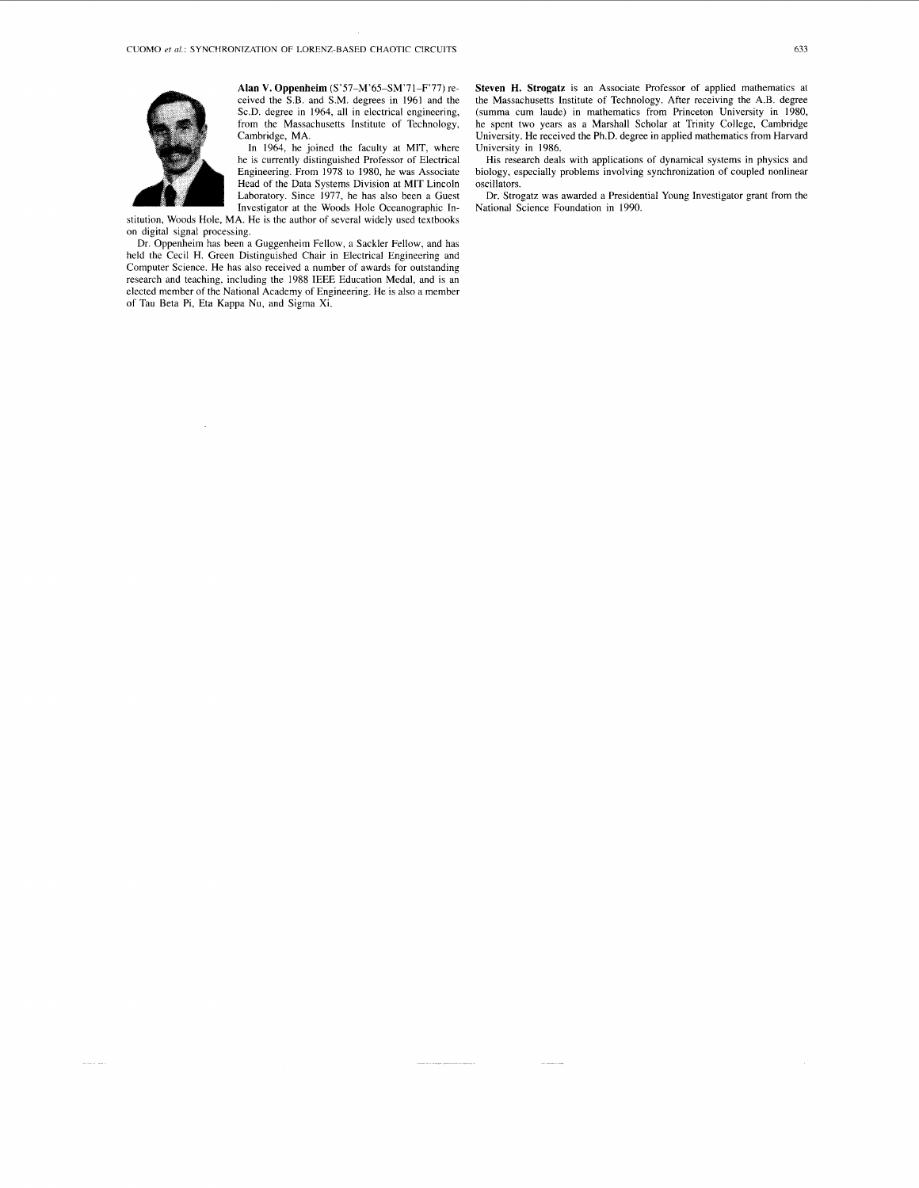**Alan V. Oppenheim** (S'57–M'65–SM'71–F'77) received the S.B. and S.M. degrees in 1961 and the Sc.D. degree in 1964, all in electrical engineering, from the Massachusetts Institute of Technology, Cambridge, MA.

In 1964, he joined the faculty at MIT, where he is currently distinguished Professor of Electrical Engineering. From 1978 to 1980, he was Associate Head of the Data Systems Division at MIT Lincoln Laboratory. Since 1977, he has also been a Guest Investigator at the Woods Hole Oceanographic Institution, Woods Hole, MA. He is the author of several widely used textbooks on digital signal processing.

Dr. Oppenheim has been a Guggenheim Fellow, a Sackler Fellow, and has held the Cecil H. Green Distinguished Chair in Electrical Engineering and Computer Science. He has also received a number of awards for outstanding research and teaching, including the 1988 IEEE Education Medal, and is an elected member of the National Academy of Engineering. He is also a member of Tau Beta Pi, Eta Kappa Nu, and Sigma Xi.

**Steven H. Strogatz** is an Associate Professor of applied mathematics at the Massachusetts Institute of Technology. After receiving the A.B. degree (summa cum laude) in mathematics from Princeton University in 1980, he spent two years as a Marshall Scholar at Trinity College, Cambridge University. He received the Ph.D. degree in applied mathematics from Harvard University in 1986.

His research deals with applications of dynamical systems in physics and biology, especially problems involving synchronization of coupled nonlinear oscillators.

Dr. Strogatz was awarded a Presidential Young Investigator grant from the National Science Foundation in 1990.